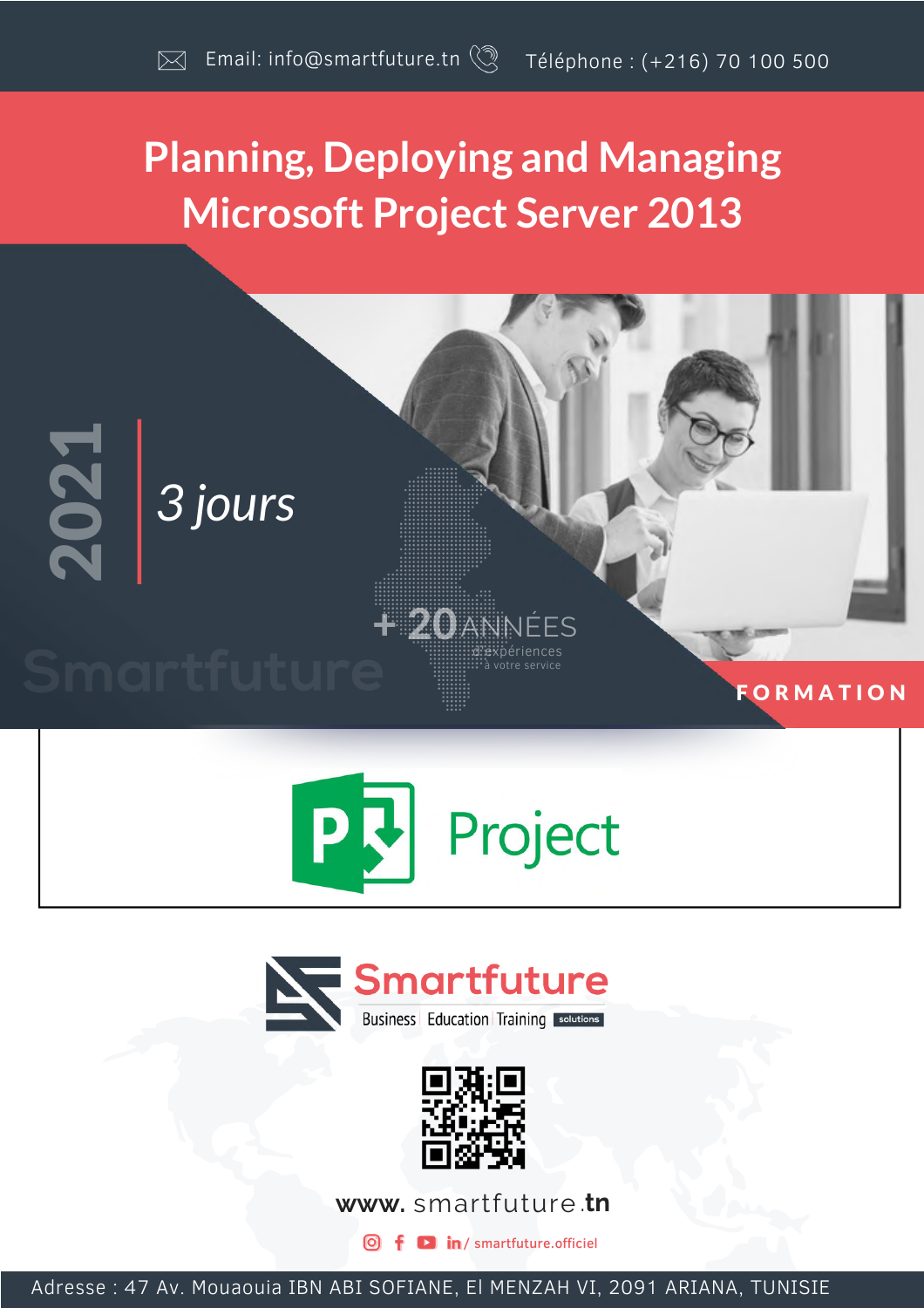Email: info@smartfuture.tn Téléphone : (+216) 70 100 500

# Planning, Deploying and Managing Microsoft Project Server 2013

2021

*3 jours*

Smartfuture

+ 20 ANNÉES d'expériences à votre service

FORMATION

Project

Smartfuture

Business Education Training solutions

www. smartfuture .tn

in/ smartfuture.officiel

Adresse : 47 Av. Mouaouia IBN ABI SOFIANE, El MENZAH VI, 2091 ARIANA, TUNISIE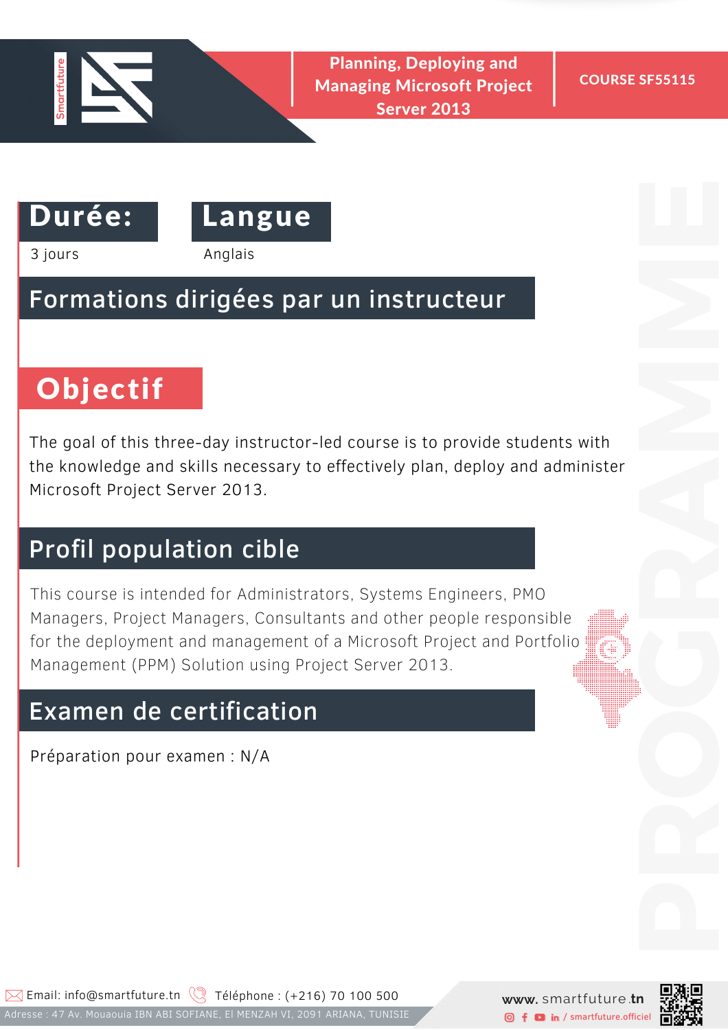# Planning, Deploying and Managing Microsoft Project Server 2013

COURSE SF55115

## Durée:

3 jours

## Langue

Anglais

## Formations dirigées par un instructeur

## Objectif

The goal of this three-day instructor-led course is to provide students with the knowledge and skills necessary to effectively plan, deploy and administer Microsoft Project Server 2013.

## Profil population cible

This course is intended for Administrators, Systems Engineers, PMO Managers, Project Managers, Consultants and other people responsible for the deployment and management of a Microsoft Project and Portfolio Management (PPM) Solution using Project Server 2013.

## Examen de certification

Préparation pour examen : N/A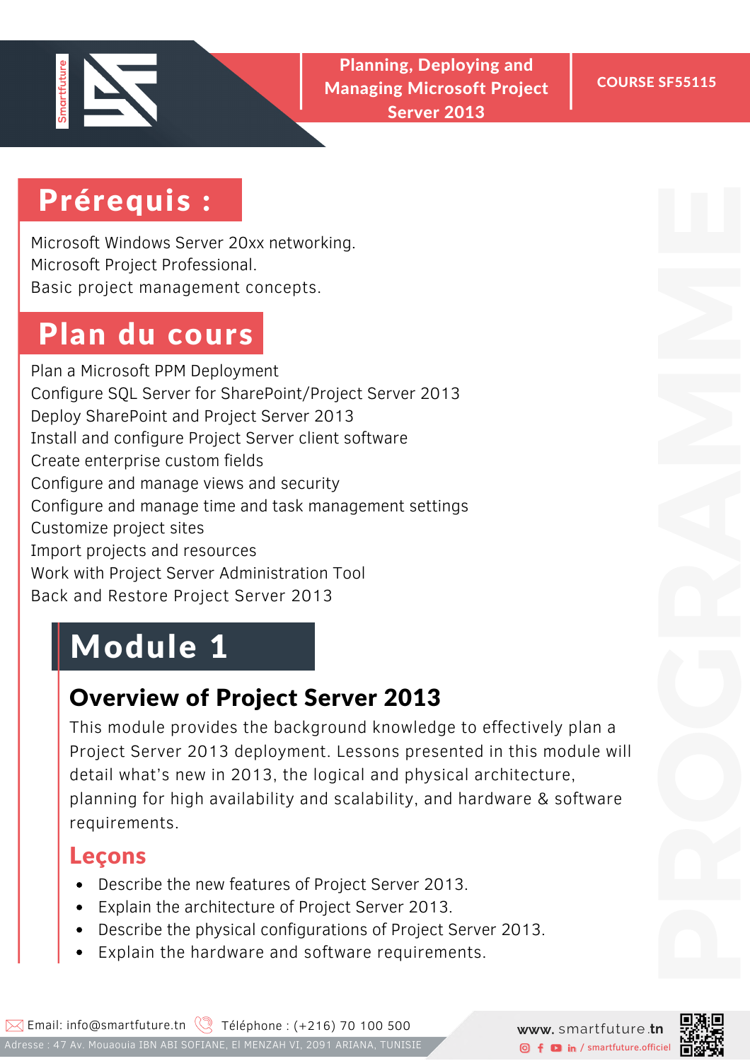# Prérequis :

Microsoft Windows Server 20xx networking.
Microsoft Project Professional.
Basic project management concepts.

# Plan du cours

Plan a Microsoft PPM Deployment
Configure SQL Server for SharePoint/Project Server 2013
Deploy SharePoint and Project Server 2013
Install and configure Project Server client software
Create enterprise custom fields
Configure and manage views and security
Configure and manage time and task management settings
Customize project sites
Import projects and resources
Work with Project Server Administration Tool
Back and Restore Project Server 2013

# Module 1

## Overview of Project Server 2013

This module provides the background knowledge to effectively plan a Project Server 2013 deployment. Lessons presented in this module will detail what's new in 2013, the logical and physical architecture, planning for high availability and scalability, and hardware & software requirements.

### Leçons

- Describe the new features of Project Server 2013.
- Explain the architecture of Project Server 2013.
- Describe the physical configurations of Project Server 2013.
- Explain the hardware and software requirements.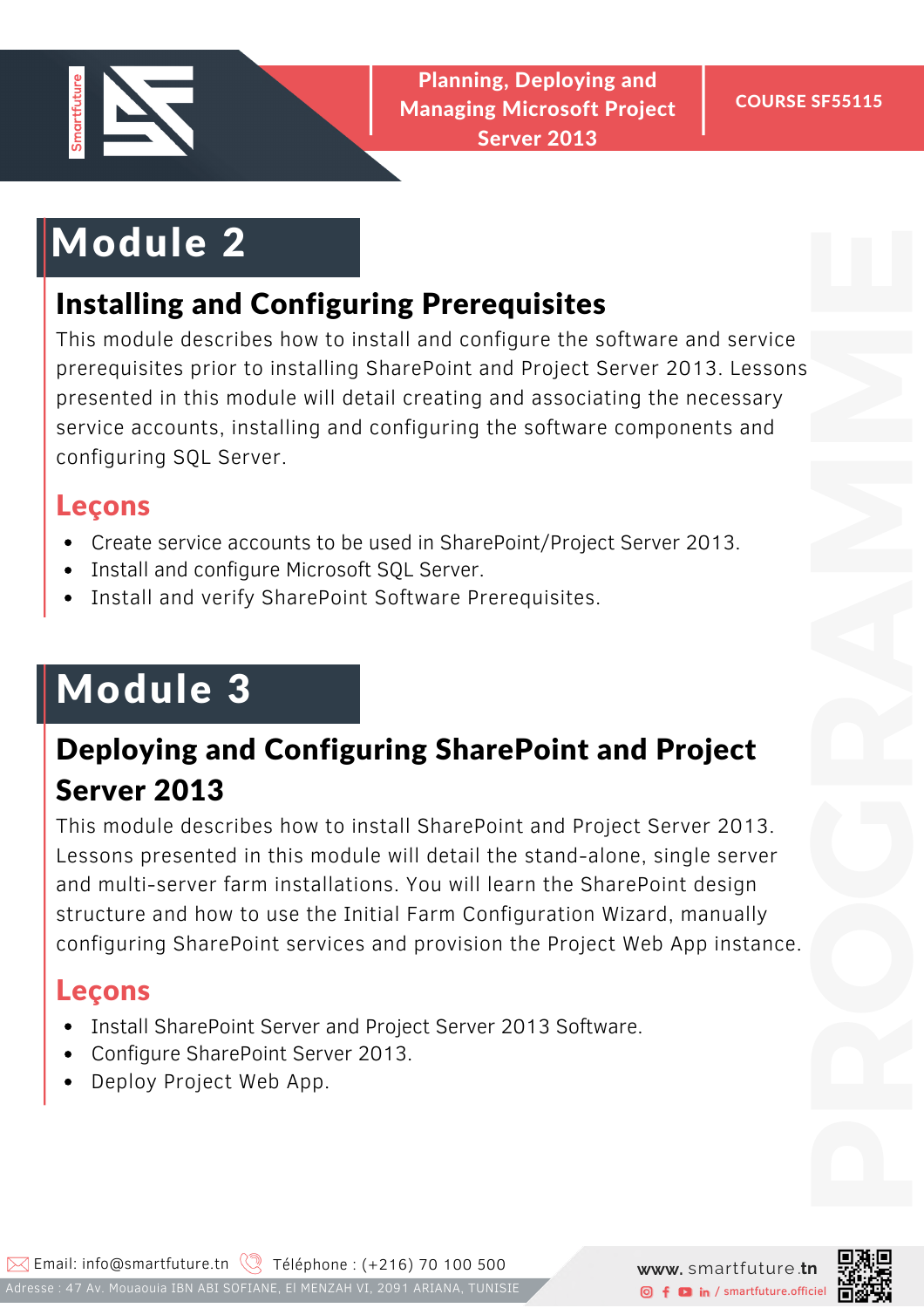## Module 2

### Installing and Configuring Prerequisites

This module describes how to install and configure the software and service prerequisites prior to installing SharePoint and Project Server 2013. Lessons presented in this module will detail creating and associating the necessary service accounts, installing and configuring the software components and configuring SQL Server.

#### Leçons

- Create service accounts to be used in SharePoint/Project Server 2013.
- Install and configure Microsoft SQL Server.
- Install and verify SharePoint Software Prerequisites.

## Module 3

### Deploying and Configuring SharePoint and Project Server 2013

This module describes how to install SharePoint and Project Server 2013. Lessons presented in this module will detail the stand-alone, single server and multi-server farm installations. You will learn the SharePoint design structure and how to use the Initial Farm Configuration Wizard, manually configuring SharePoint services and provision the Project Web App instance.

#### Leçons

- Install SharePoint Server and Project Server 2013 Software.
- Configure SharePoint Server 2013.
- Deploy Project Web App.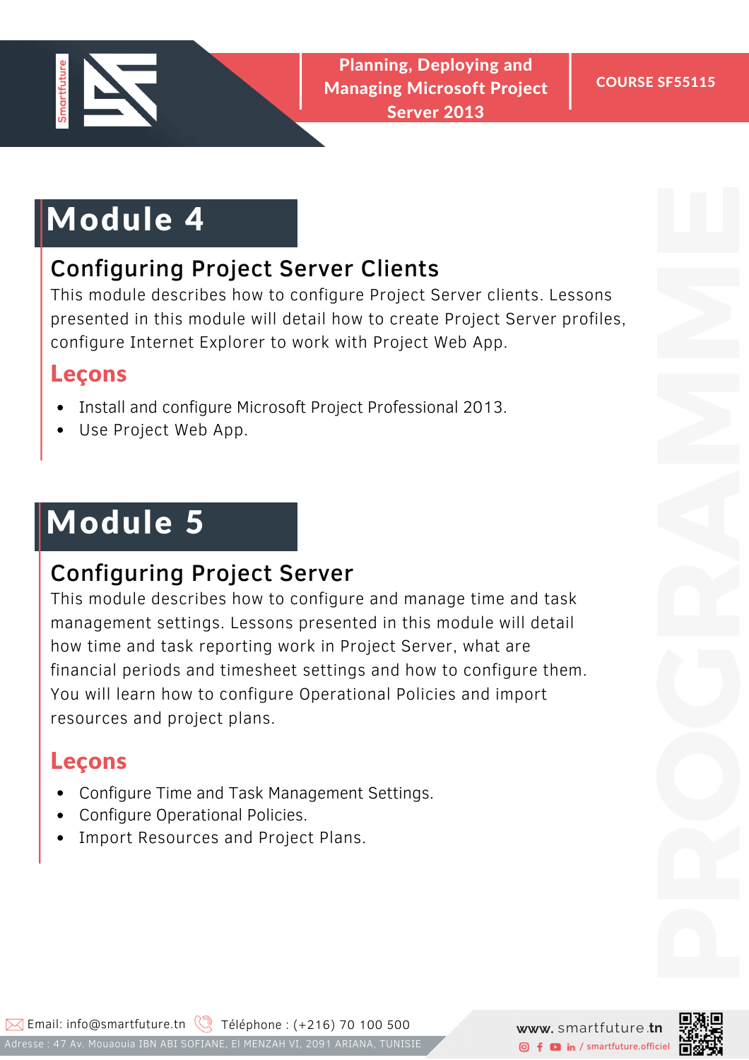# Module 4

## Configuring Project Server Clients

This module describes how to configure Project Server clients. Lessons presented in this module will detail how to create Project Server profiles, configure Internet Explorer to work with Project Web App.

### Leçons

- Install and configure Microsoft Project Professional 2013.
- Use Project Web App.

# Module 5

## Configuring Project Server

This module describes how to configure and manage time and task management settings. Lessons presented in this module will detail how time and task reporting work in Project Server, what are financial periods and timesheet settings and how to configure them. You will learn how to configure Operational Policies and import resources and project plans.

### Leçons

- Configure Time and Task Management Settings.
- Configure Operational Policies.
- Import Resources and Project Plans.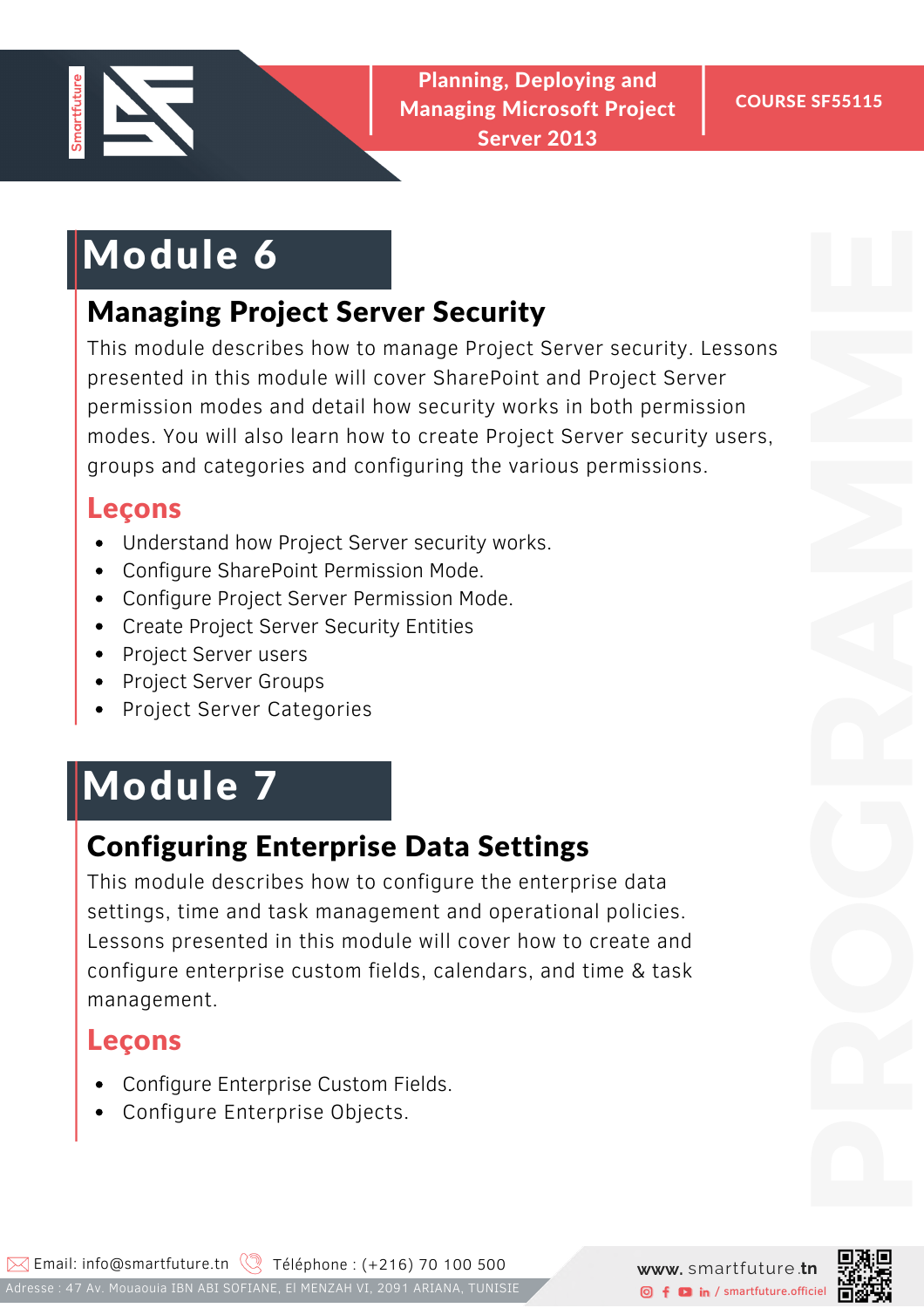## Module 6

### Managing Project Server Security

This module describes how to manage Project Server security. Lessons presented in this module will cover SharePoint and Project Server permission modes and detail how security works in both permission modes. You will also learn how to create Project Server security users, groups and categories and configuring the various permissions.

#### Leçons

- Understand how Project Server security works.
- Configure SharePoint Permission Mode.
- Configure Project Server Permission Mode.
- Create Project Server Security Entities
- Project Server users
- Project Server Groups
- Project Server Categories

## Module 7

### Configuring Enterprise Data Settings

This module describes how to configure the enterprise data settings, time and task management and operational policies. Lessons presented in this module will cover how to create and configure enterprise custom fields, calendars, and time & task management.

#### Leçons

- Configure Enterprise Custom Fields.
- Configure Enterprise Objects.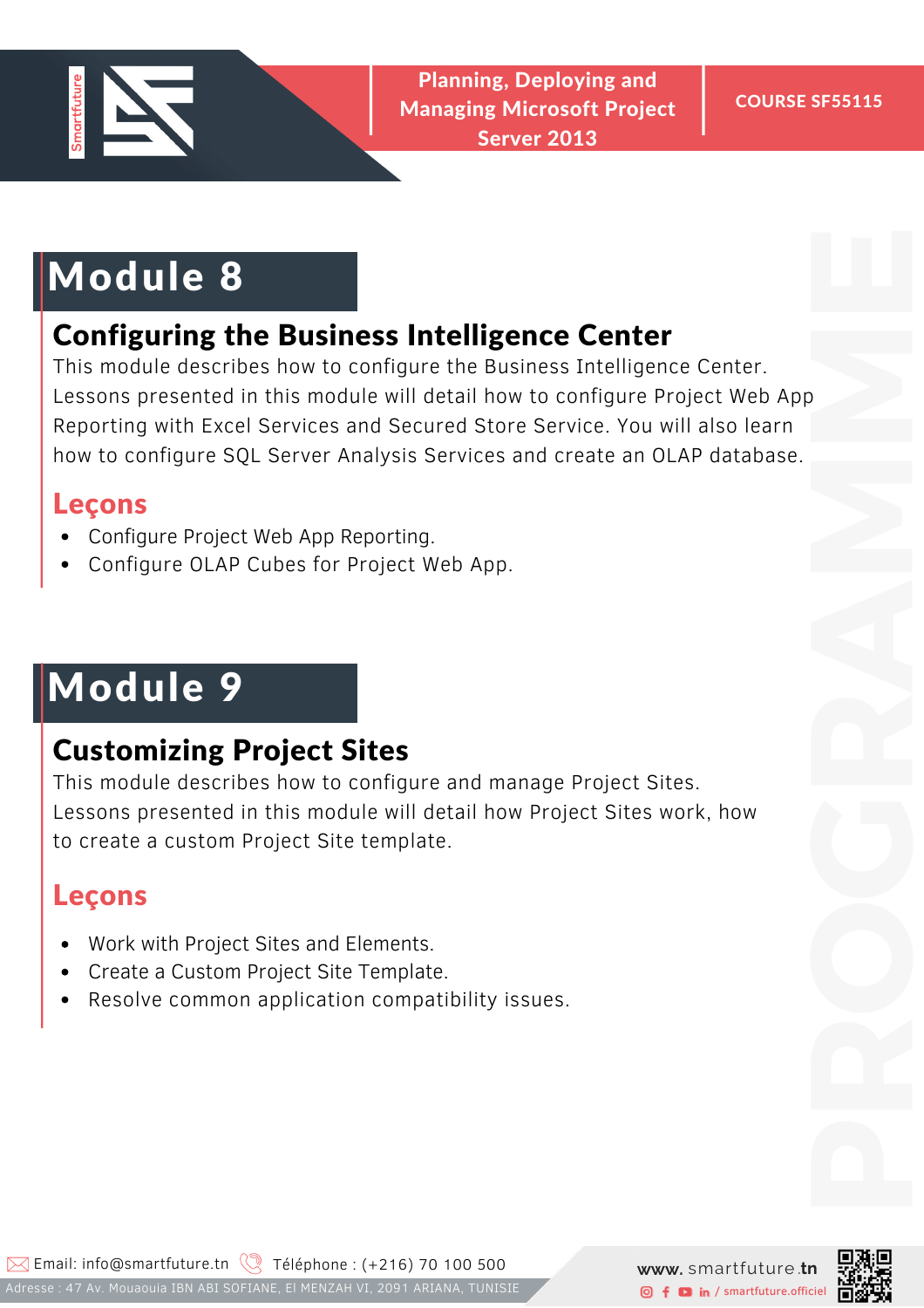# Module 8

## Configuring the Business Intelligence Center

This module describes how to configure the Business Intelligence Center. Lessons presented in this module will detail how to configure Project Web App Reporting with Excel Services and Secured Store Service. You will also learn how to configure SQL Server Analysis Services and create an OLAP database.

### Leçons

- Configure Project Web App Reporting.
- Configure OLAP Cubes for Project Web App.

# Module 9

## Customizing Project Sites

This module describes how to configure and manage Project Sites. Lessons presented in this module will detail how Project Sites work, how to create a custom Project Site template.

### Leçons

- Work with Project Sites and Elements.
- Create a Custom Project Site Template.
- Resolve common application compatibility issues.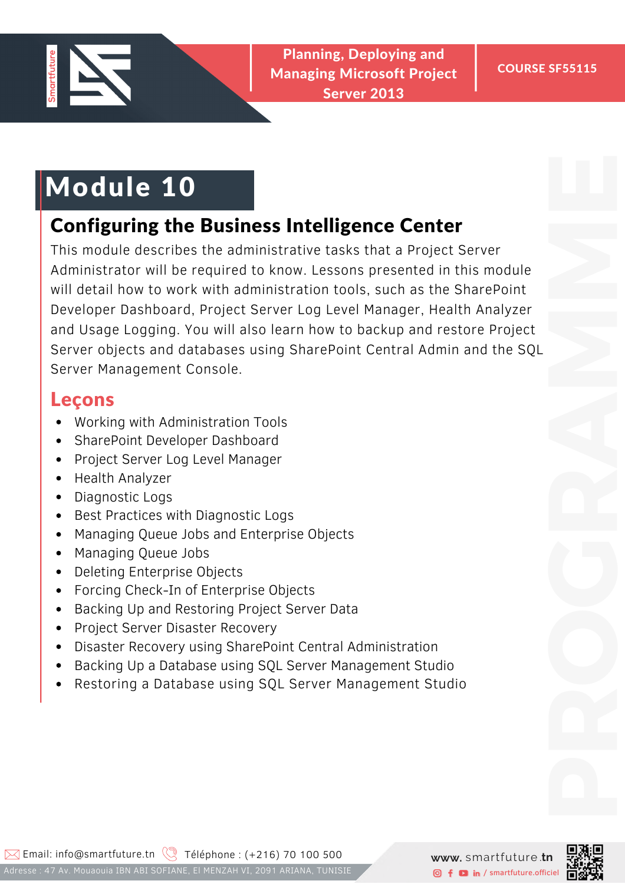# Module 10

## Configuring the Business Intelligence Center

This module describes the administrative tasks that a Project Server Administrator will be required to know. Lessons presented in this module will detail how to work with administration tools, such as the SharePoint Developer Dashboard, Project Server Log Level Manager, Health Analyzer and Usage Logging. You will also learn how to backup and restore Project Server objects and databases using SharePoint Central Admin and the SQL Server Management Console.

### Leçons

- Working with Administration Tools
- SharePoint Developer Dashboard
- Project Server Log Level Manager
- Health Analyzer
- Diagnostic Logs
- Best Practices with Diagnostic Logs
- Managing Queue Jobs and Enterprise Objects
- Managing Queue Jobs
- Deleting Enterprise Objects
- Forcing Check-In of Enterprise Objects
- Backing Up and Restoring Project Server Data
- Project Server Disaster Recovery
- Disaster Recovery using SharePoint Central Administration
- Backing Up a Database using SQL Server Management Studio
- Restoring a Database using SQL Server Management Studio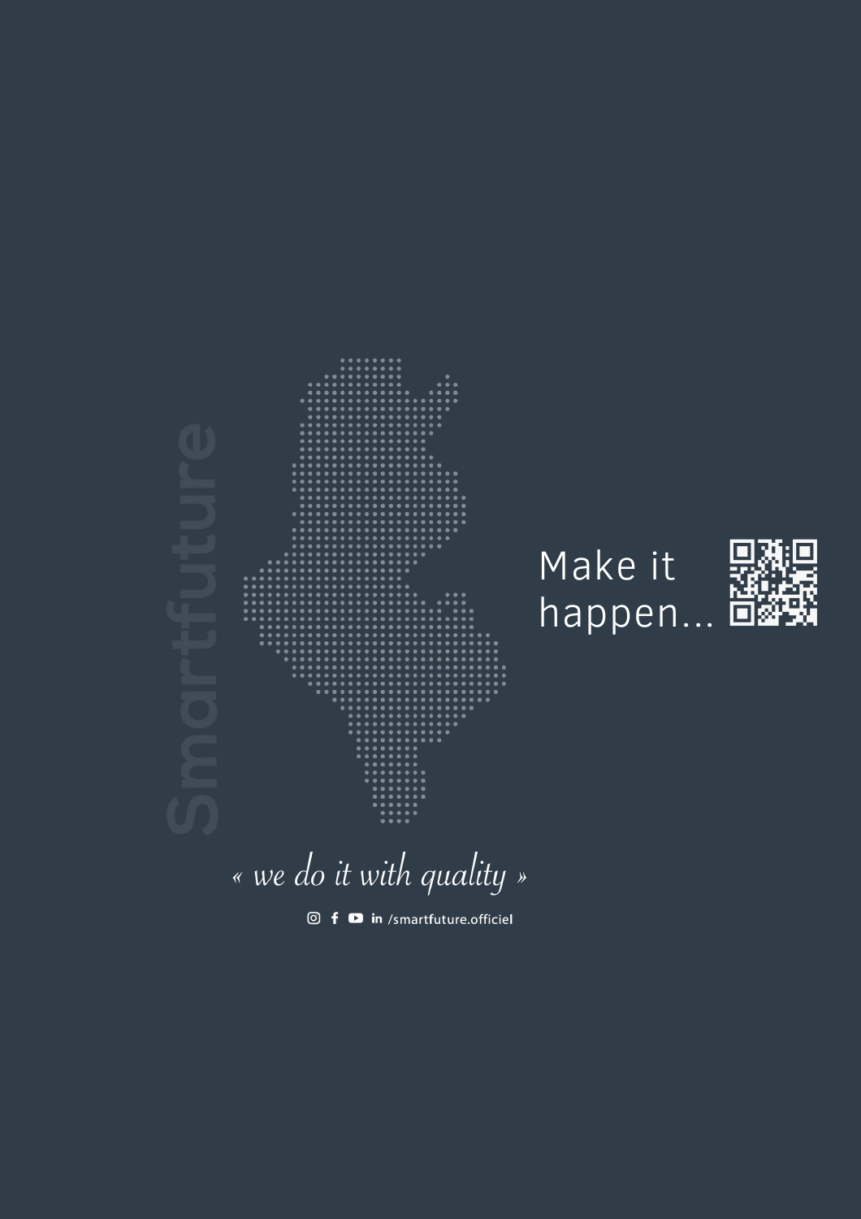Smartfuture

Make it happen...

*« we do it with quality »*

/smartfuture.officiel